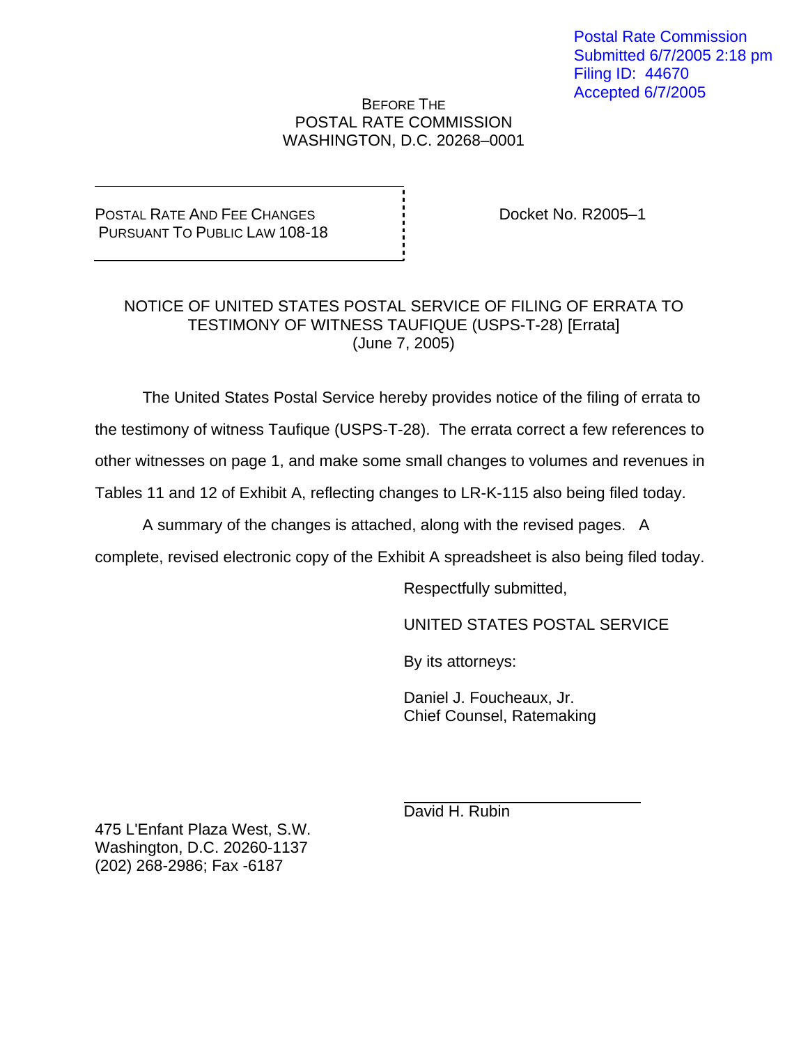Postal Rate Commission
Submitted 6/7/2005 2:18 pm
Filing ID: 44670
Accepted 6/7/2005

BEFORE THE
POSTAL RATE COMMISSION
WASHINGTON, D.C. 20268–0001

POSTAL RATE AND FEE CHANGES
PURSUANT TO PUBLIC LAW 108-18

Docket No. R2005–1

NOTICE OF UNITED STATES POSTAL SERVICE OF FILING OF ERRATA TO TESTIMONY OF WITNESS TAUFIQUE (USPS-T-28) [Errata]
(June 7, 2005)

The United States Postal Service hereby provides notice of the filing of errata to the testimony of witness Taufique (USPS-T-28). The errata correct a few references to other witnesses on page 1, and make some small changes to volumes and revenues in Tables 11 and 12 of Exhibit A, reflecting changes to LR-K-115 also being filed today.

A summary of the changes is attached, along with the revised pages. A complete, revised electronic copy of the Exhibit A spreadsheet is also being filed today.

Respectfully submitted,

UNITED STATES POSTAL SERVICE

By its attorneys:

Daniel J. Foucheaux, Jr.
Chief Counsel, Ratemaking

David H. Rubin

475 L'Enfant Plaza West, S.W.
Washington, D.C. 20260-1137
(202) 268-2986; Fax -6187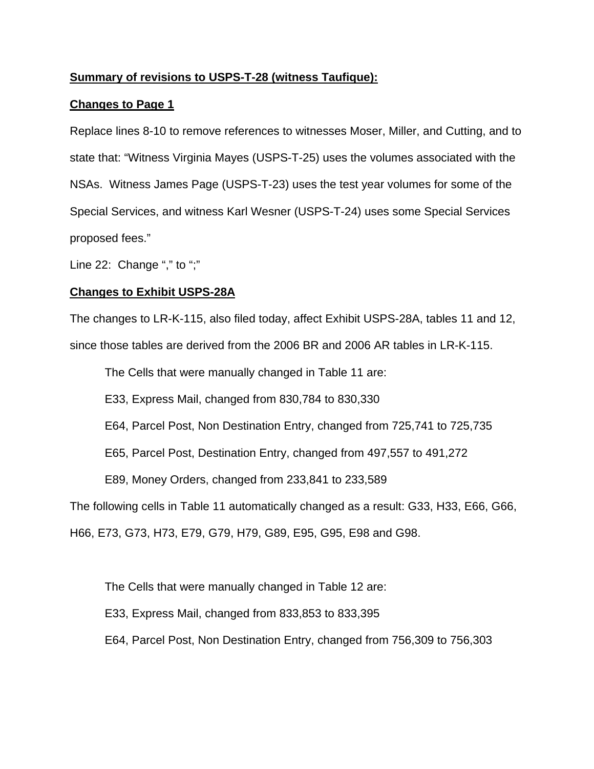**Summary of revisions to USPS-T-28 (witness Taufique):**

**Changes to Page 1**

Replace lines 8-10 to remove references to witnesses Moser, Miller, and Cutting, and to state that: "Witness Virginia Mayes (USPS-T-25) uses the volumes associated with the NSAs. Witness James Page (USPS-T-23) uses the test year volumes for some of the Special Services, and witness Karl Wesner (USPS-T-24) uses some Special Services proposed fees."

Line 22: Change "," to ";"

**Changes to Exhibit USPS-28A**

The changes to LR-K-115, also filed today, affect Exhibit USPS-28A, tables 11 and 12, since those tables are derived from the 2006 BR and 2006 AR tables in LR-K-115.

The Cells that were manually changed in Table 11 are:

E33, Express Mail, changed from 830,784 to 830,330

E64, Parcel Post, Non Destination Entry, changed from 725,741 to 725,735

E65, Parcel Post, Destination Entry, changed from 497,557 to 491,272

E89, Money Orders, changed from 233,841 to 233,589

The following cells in Table 11 automatically changed as a result: G33, H33, E66, G66, H66, E73, G73, H73, E79, G79, H79, G89, E95, G95, E98 and G98.

The Cells that were manually changed in Table 12 are:

E33, Express Mail, changed from 833,853 to 833,395

E64, Parcel Post, Non Destination Entry, changed from 756,309 to 756,303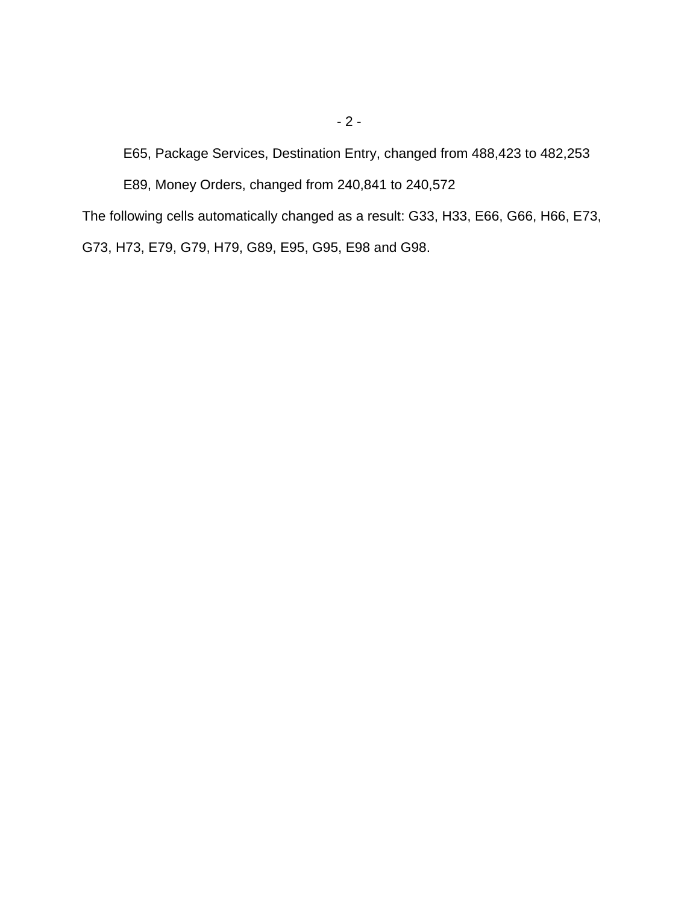E65, Package Services, Destination Entry, changed from 488,423 to 482,253

E89, Money Orders, changed from 240,841 to 240,572

The following cells automatically changed as a result: G33, H33, E66, G66, H66, E73, G73, H73, E79, G79, H79, G89, E95, G95, E98 and G98.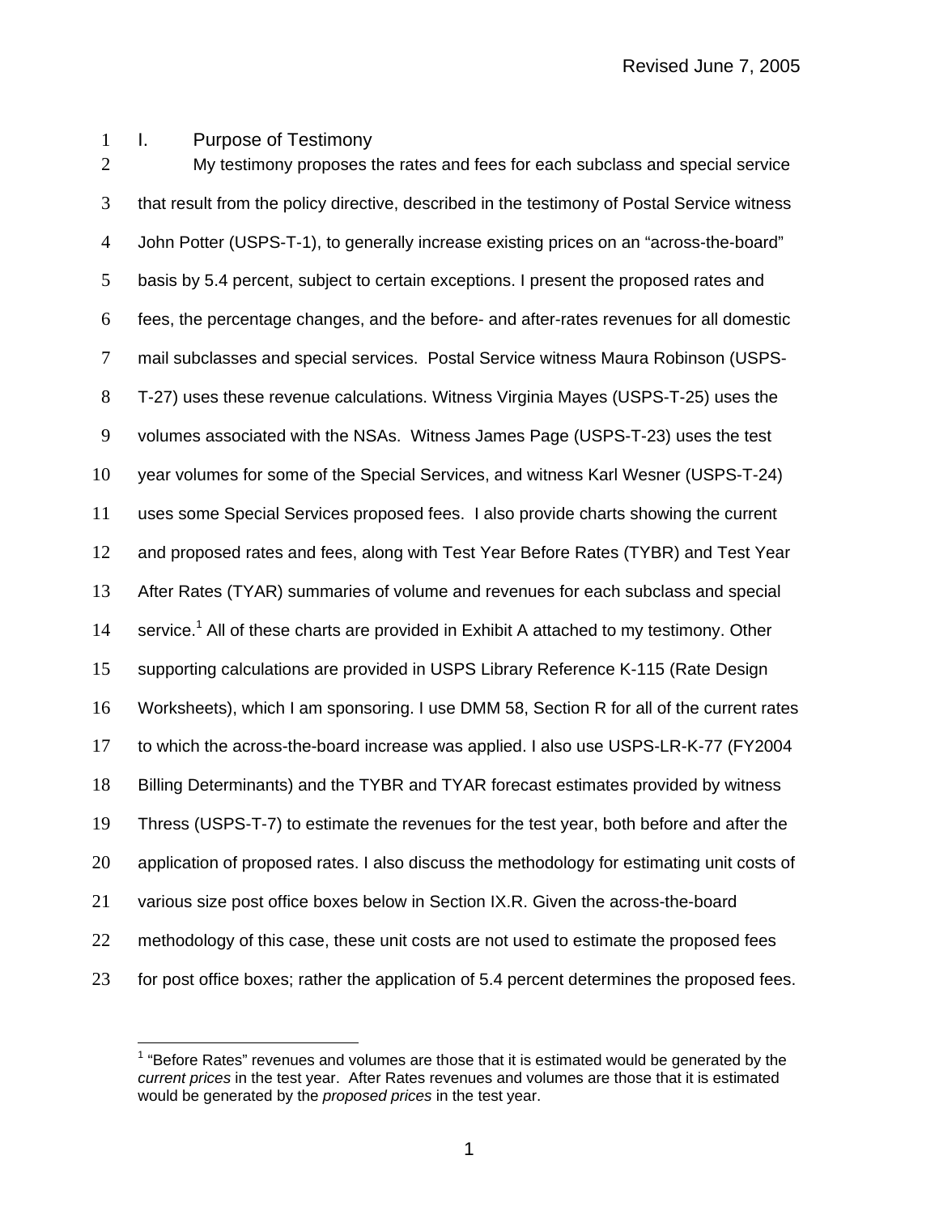## I. Purpose of Testimony

My testimony proposes the rates and fees for each subclass and special service that result from the policy directive, described in the testimony of Postal Service witness John Potter (USPS-T-1), to generally increase existing prices on an "across-the-board" basis by 5.4 percent, subject to certain exceptions. I present the proposed rates and fees, the percentage changes, and the before- and after-rates revenues for all domestic mail subclasses and special services. Postal Service witness Maura Robinson (USPS-T-27) uses these revenue calculations. Witness Virginia Mayes (USPS-T-25) uses the volumes associated with the NSAs. Witness James Page (USPS-T-23) uses the test year volumes for some of the Special Services, and witness Karl Wesner (USPS-T-24) uses some Special Services proposed fees. I also provide charts showing the current and proposed rates and fees, along with Test Year Before Rates (TYBR) and Test Year After Rates (TYAR) summaries of volume and revenues for each subclass and special service.[1] All of these charts are provided in Exhibit A attached to my testimony. Other supporting calculations are provided in USPS Library Reference K-115 (Rate Design Worksheets), which I am sponsoring. I use DMM 58, Section R for all of the current rates to which the across-the-board increase was applied. I also use USPS-LR-K-77 (FY2004 Billing Determinants) and the TYBR and TYAR forecast estimates provided by witness Thress (USPS-T-7) to estimate the revenues for the test year, both before and after the application of proposed rates. I also discuss the methodology for estimating unit costs of various size post office boxes below in Section IX.R. Given the across-the-board methodology of this case, these unit costs are not used to estimate the proposed fees for post office boxes; rather the application of 5.4 percent determines the proposed fees.

---

[1] "Before Rates" revenues and volumes are those that it is estimated would be generated by the *current prices* in the test year. After Rates revenues and volumes are those that it is estimated would be generated by the *proposed prices* in the test year.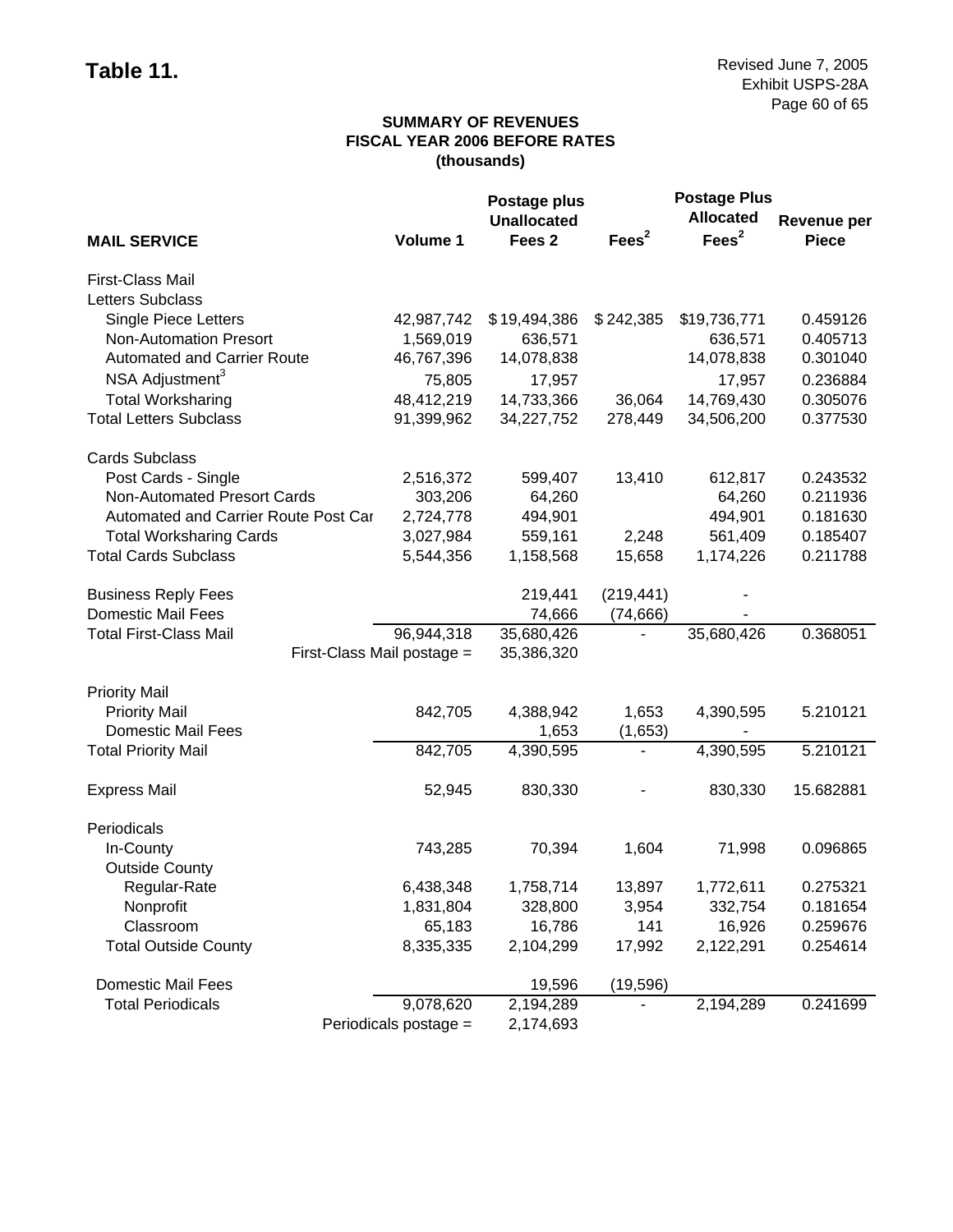**Table 11.**

Revised June 7, 2005
Exhibit USPS-28A

**SUMMARY OF REVENUES**
**FISCAL YEAR 2006 BEFORE RATES**
**(thousands)**

| MAIL SERVICE | Volume 1 | Postage plus Unallocated Fees 2 | Fees[2] | Postage Plus Allocated Fees[2] | Revenue per Piece |
|---|---|---|---|---|---|
| First-Class Mail | | | | | |
| Letters Subclass | | | | | |
| Single Piece Letters | 42,987,742 | $19,494,386 | $242,385 | $19,736,771 | 0.459126 |
| Non-Automation Presort | 1,569,019 | 636,571 | | 636,571 | 0.405713 |
| Automated and Carrier Route | 46,767,396 | 14,078,838 | | 14,078,838 | 0.301040 |
| NSA Adjustment[3] | 75,805 | 17,957 | | 17,957 | 0.236884 |
| Total Worksharing | 48,412,219 | 14,733,366 | 36,064 | 14,769,430 | 0.305076 |
| Total Letters Subclass | 91,399,962 | 34,227,752 | 278,449 | 34,506,200 | 0.377530 |
| Cards Subclass | | | | | |
| Post Cards - Single | 2,516,372 | 599,407 | 13,410 | 612,817 | 0.243532 |
| Non-Automated Presort Cards | 303,206 | 64,260 | | 64,260 | 0.211936 |
| Automated and Carrier Route Post Car | 2,724,778 | 494,901 | | 494,901 | 0.181630 |
| Total Worksharing Cards | 3,027,984 | 559,161 | 2,248 | 561,409 | 0.185407 |
| Total Cards Subclass | 5,544,356 | 1,158,568 | 15,658 | 1,174,226 | 0.211788 |
| Business Reply Fees | | 219,441 | (219,441) | - | |
| Domestic Mail Fees | | 74,666 | (74,666) | - | |
| Total First-Class Mail | 96,944,318 | 35,680,426 | - | 35,680,426 | 0.368051 |
| First-Class Mail postage = | | 35,386,320 | | | |
| Priority Mail | | | | | |
| Priority Mail | 842,705 | 4,388,942 | 1,653 | 4,390,595 | 5.210121 |
| Domestic Mail Fees | | 1,653 | (1,653) | - | |
| Total Priority Mail | 842,705 | 4,390,595 | - | 4,390,595 | 5.210121 |
| Express Mail | 52,945 | 830,330 | - | 830,330 | 15.682881 |
| Periodicals | | | | | |
| In-County | 743,285 | 70,394 | 1,604 | 71,998 | 0.096865 |
| Outside County | | | | | |
| Regular-Rate | 6,438,348 | 1,758,714 | 13,897 | 1,772,611 | 0.275321 |
| Nonprofit | 1,831,804 | 328,800 | 3,954 | 332,754 | 0.181654 |
| Classroom | 65,183 | 16,786 | 141 | 16,926 | 0.259676 |
| Total Outside County | 8,335,335 | 2,104,299 | 17,992 | 2,122,291 | 0.254614 |
| Domestic Mail Fees | | 19,596 | (19,596) | | |
| Total Periodicals | 9,078,620 | 2,194,289 | - | 2,194,289 | 0.241699 |
| Periodicals postage = | | 2,174,693 | | | |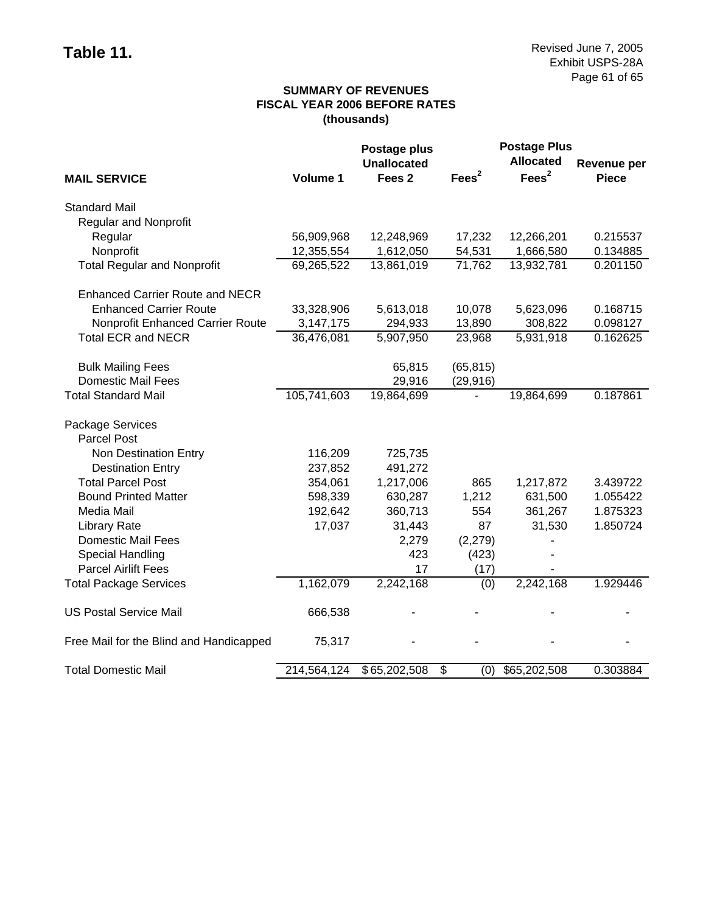# Table 11.

Revised June 7, 2005
Exhibit USPS-28A

**SUMMARY OF REVENUES**
**FISCAL YEAR 2006 BEFORE RATES**
**(thousands)**

| MAIL SERVICE | Volume 1 | Postage plus Unallocated Fees 2 | Fees[2] | Postage Plus Allocated Fees[2] | Revenue per Piece |
|---|---|---|---|---|---|
| Standard Mail | | | | | |
| Regular and Nonprofit | | | | | |
| Regular | 56,909,968 | 12,248,969 | 17,232 | 12,266,201 | 0.215537 |
| Nonprofit | 12,355,554 | 1,612,050 | 54,531 | 1,666,580 | 0.134885 |
| Total Regular and Nonprofit | 69,265,522 | 13,861,019 | 71,762 | 13,932,781 | 0.201150 |
| Enhanced Carrier Route and NECR | | | | | |
| Enhanced Carrier Route | 33,328,906 | 5,613,018 | 10,078 | 5,623,096 | 0.168715 |
| Nonprofit Enhanced Carrier Route | 3,147,175 | 294,933 | 13,890 | 308,822 | 0.098127 |
| Total ECR and NECR | 36,476,081 | 5,907,950 | 23,968 | 5,931,918 | 0.162625 |
| Bulk Mailing Fees | | 65,815 | (65,815) | | |
| Domestic Mail Fees | | 29,916 | (29,916) | | |
| Total Standard Mail | 105,741,603 | 19,864,699 | - | 19,864,699 | 0.187861 |
| Package Services | | | | | |
| Parcel Post | | | | | |
| Non Destination Entry | 116,209 | 725,735 | | | |
| Destination Entry | 237,852 | 491,272 | | | |
| Total Parcel Post | 354,061 | 1,217,006 | 865 | 1,217,872 | 3.439722 |
| Bound Printed Matter | 598,339 | 630,287 | 1,212 | 631,500 | 1.055422 |
| Media Mail | 192,642 | 360,713 | 554 | 361,267 | 1.875323 |
| Library Rate | 17,037 | 31,443 | 87 | 31,530 | 1.850724 |
| Domestic Mail Fees | | 2,279 | (2,279) | - | |
| Special Handling | | 423 | (423) | - | |
| Parcel Airlift Fees | | 17 | (17) | - | |
| Total Package Services | 1,162,079 | 2,242,168 | (0) | 2,242,168 | 1.929446 |
| US Postal Service Mail | 666,538 | - | - | - | - |
| Free Mail for the Blind and Handicapped | 75,317 | - | - | - | - |
| Total Domestic Mail | 214,564,124 | $65,202,508 | $ (0) | $65,202,508 | 0.303884 |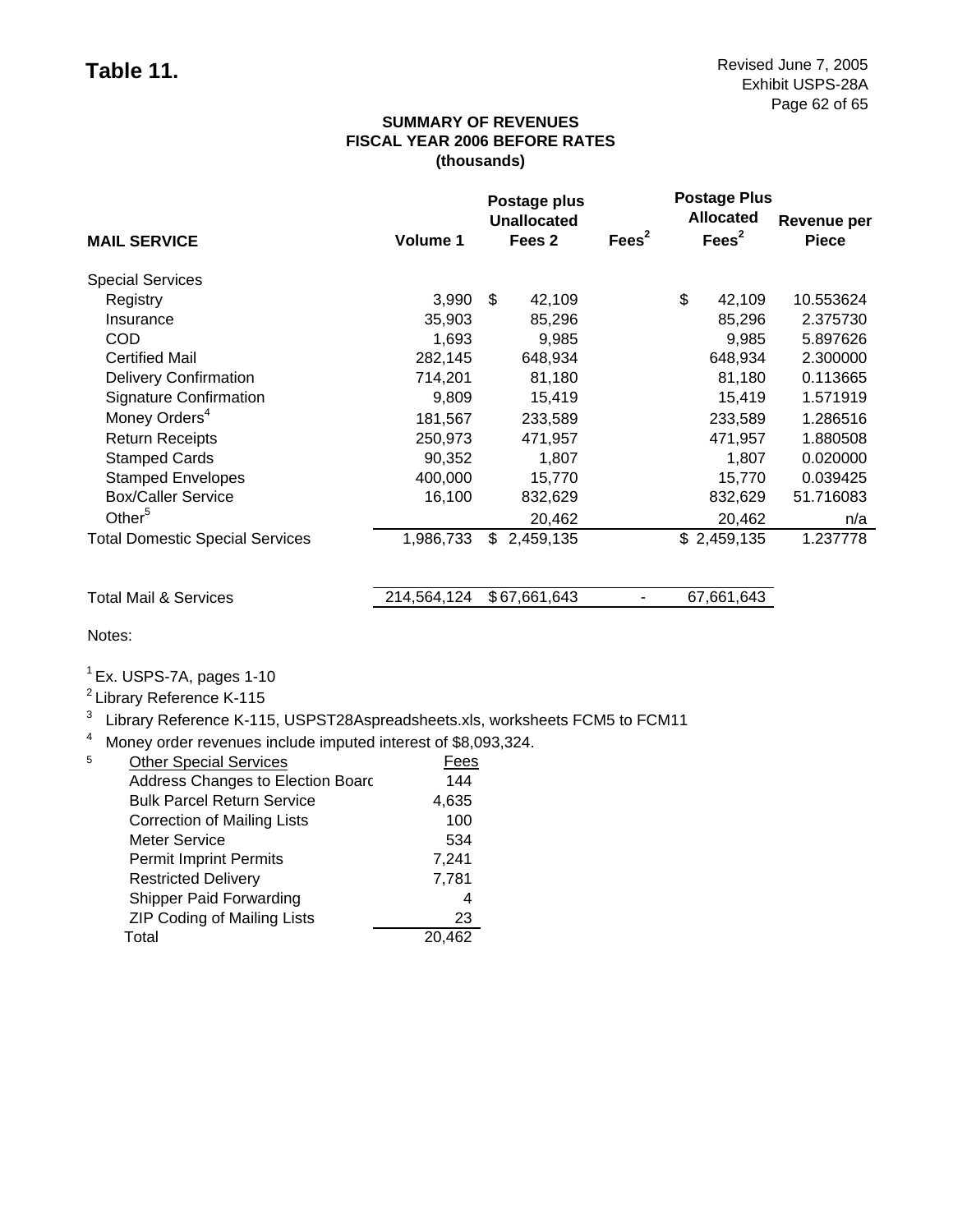# Table 11.

Revised June 7, 2005
Exhibit USPS-28A
Page 62 of 65

**SUMMARY OF REVENUES**
**FISCAL YEAR 2006 BEFORE RATES**
**(thousands)**

| MAIL SERVICE | Volume 1 | Postage plus Unallocated Fees 2 | Fees[2] | Postage Plus Allocated Fees[2] | Revenue per Piece |
|---|---|---|---|---|---|
| Special Services | | | | | |
| Registry | 3,990 | $ 42,109 | | $ 42,109 | 10.553624 |
| Insurance | 35,903 | 85,296 | | 85,296 | 2.375730 |
| COD | 1,693 | 9,985 | | 9,985 | 5.897626 |
| Certified Mail | 282,145 | 648,934 | | 648,934 | 2.300000 |
| Delivery Confirmation | 714,201 | 81,180 | | 81,180 | 0.113665 |
| Signature Confirmation | 9,809 | 15,419 | | 15,419 | 1.571919 |
| Money Orders[4] | 181,567 | 233,589 | | 233,589 | 1.286516 |
| Return Receipts | 250,973 | 471,957 | | 471,957 | 1.880508 |
| Stamped Cards | 90,352 | 1,807 | | 1,807 | 0.020000 |
| Stamped Envelopes | 400,000 | 15,770 | | 15,770 | 0.039425 |
| Box/Caller Service | 16,100 | 832,629 | | 832,629 | 51.716083 |
| Other[5] | | 20,462 | | 20,462 | n/a |
| Total Domestic Special Services | 1,986,733 | $ 2,459,135 | | $ 2,459,135 | 1.237778 |
| | | | | | |
| Total Mail & Services | 214,564,124 | $ 67,661,643 | - | 67,661,643 | |

Notes:

[1] Ex. USPS-7A, pages 1-10
[2] Library Reference K-115
[3] Library Reference K-115, USPST28Aspreadsheets.xls, worksheets FCM5 to FCM11
[4] Money order revenues include imputed interest of $8,093,324.
[5]

| Other Special Services | Fees |
|---|---|
| Address Changes to Election Board | 144 |
| Bulk Parcel Return Service | 4,635 |
| Correction of Mailing Lists | 100 |
| Meter Service | 534 |
| Permit Imprint Permits | 7,241 |
| Restricted Delivery | 7,781 |
| Shipper Paid Forwarding | 4 |
| ZIP Coding of Mailing Lists | 23 |
| Total | 20,462 |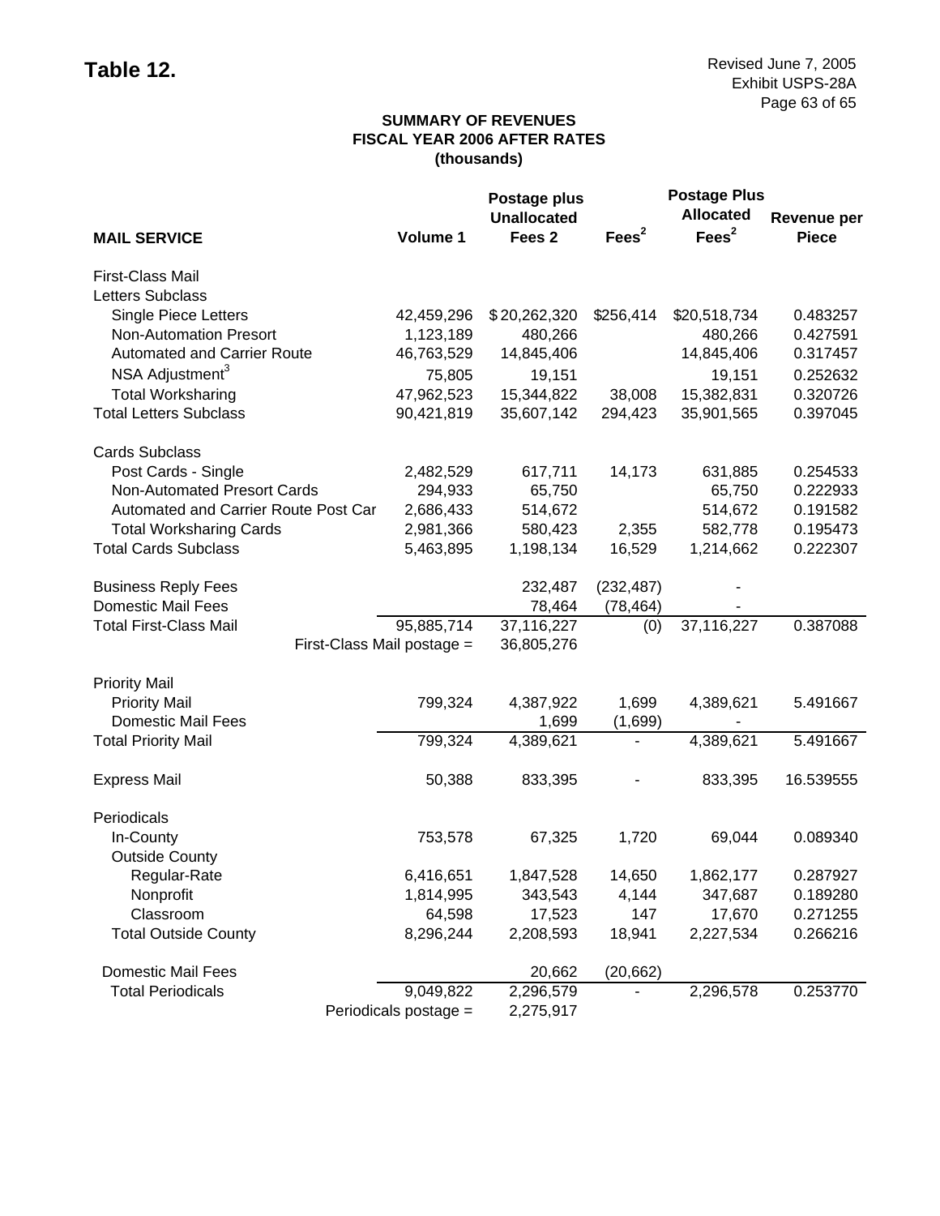# Table 12.

Revised June 7, 2005
Exhibit USPS-28A
Page 63 of 65

**SUMMARY OF REVENUES**
**FISCAL YEAR 2006 AFTER RATES**
**(thousands)**

| MAIL SERVICE | Volume 1 | Postage plus Unallocated Fees 2 | Fees[2] | Postage Plus Allocated Fees[2] | Revenue per Piece |
|---|---|---|---|---|---|
| First-Class Mail | | | | | |
| Letters Subclass | | | | | |
| Single Piece Letters | 42,459,296 | $ 20,262,320 | $256,414 | $20,518,734 | 0.483257 |
| Non-Automation Presort | 1,123,189 | 480,266 | | 480,266 | 0.427591 |
| Automated and Carrier Route | 46,763,529 | 14,845,406 | | 14,845,406 | 0.317457 |
| NSA Adjustment[3] | 75,805 | 19,151 | | 19,151 | 0.252632 |
| Total Worksharing | 47,962,523 | 15,344,822 | 38,008 | 15,382,831 | 0.320726 |
| Total Letters Subclass | 90,421,819 | 35,607,142 | 294,423 | 35,901,565 | 0.397045 |
| Cards Subclass | | | | | |
| Post Cards - Single | 2,482,529 | 617,711 | 14,173 | 631,885 | 0.254533 |
| Non-Automated Presort Cards | 294,933 | 65,750 | | 65,750 | 0.222933 |
| Automated and Carrier Route Post Car | 2,686,433 | 514,672 | | 514,672 | 0.191582 |
| Total Worksharing Cards | 2,981,366 | 580,423 | 2,355 | 582,778 | 0.195473 |
| Total Cards Subclass | 5,463,895 | 1,198,134 | 16,529 | 1,214,662 | 0.222307 |
| Business Reply Fees | | 232,487 | (232,487) | - | |
| Domestic Mail Fees | | 78,464 | (78,464) | - | |
| Total First-Class Mail | 95,885,714 | 37,116,227 | (0) | 37,116,227 | 0.387088 |
| First-Class Mail postage = | | 36,805,276 | | | |
| Priority Mail | | | | | |
| Priority Mail | 799,324 | 4,387,922 | 1,699 | 4,389,621 | 5.491667 |
| Domestic Mail Fees | | 1,699 | (1,699) | - | |
| Total Priority Mail | 799,324 | 4,389,621 | - | 4,389,621 | 5.491667 |
| Express Mail | 50,388 | 833,395 | - | 833,395 | 16.539555 |
| Periodicals | | | | | |
| In-County | 753,578 | 67,325 | 1,720 | 69,044 | 0.089340 |
| Outside County | | | | | |
| Regular-Rate | 6,416,651 | 1,847,528 | 14,650 | 1,862,177 | 0.287927 |
| Nonprofit | 1,814,995 | 343,543 | 4,144 | 347,687 | 0.189280 |
| Classroom | 64,598 | 17,523 | 147 | 17,670 | 0.271255 |
| Total Outside County | 8,296,244 | 2,208,593 | 18,941 | 2,227,534 | 0.266216 |
| Domestic Mail Fees | | 20,662 | (20,662) | | |
| Total Periodicals | 9,049,822 | 2,296,579 | - | 2,296,578 | 0.253770 |
| Periodicals postage = | | 2,275,917 | | | |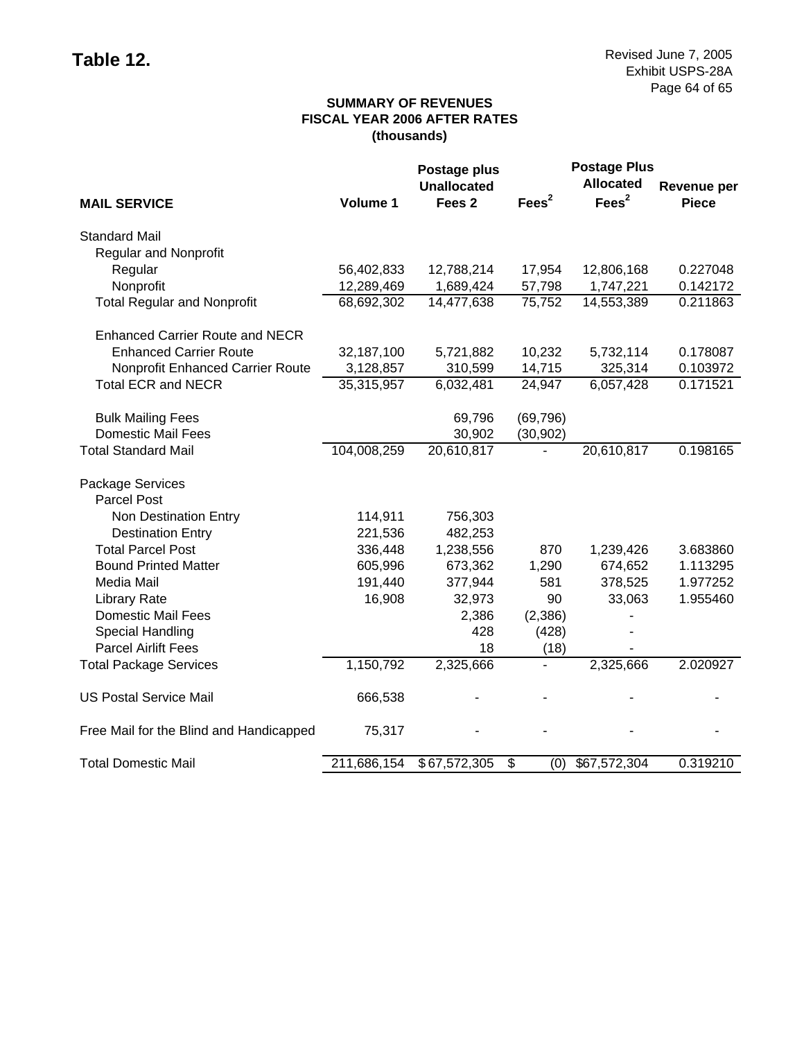**Table 12.**

Revised June 7, 2005
Exhibit USPS-28A
Page 64 of 65

**SUMMARY OF REVENUES**
**FISCAL YEAR 2006 AFTER RATES**
**(thousands)**

| MAIL SERVICE | Volume 1 | Postage plus Unallocated Fees 2 | Fees[2] | Postage Plus Allocated Fees[2] | Revenue per Piece |
|---|---|---|---|---|---|
| Standard Mail | | | | | |
| Regular and Nonprofit | | | | | |
| Regular | 56,402,833 | 12,788,214 | 17,954 | 12,806,168 | 0.227048 |
| Nonprofit | 12,289,469 | 1,689,424 | 57,798 | 1,747,221 | 0.142172 |
| Total Regular and Nonprofit | 68,692,302 | 14,477,638 | 75,752 | 14,553,389 | 0.211863 |
| Enhanced Carrier Route and NECR | | | | | |
| Enhanced Carrier Route | 32,187,100 | 5,721,882 | 10,232 | 5,732,114 | 0.178087 |
| Nonprofit Enhanced Carrier Route | 3,128,857 | 310,599 | 14,715 | 325,314 | 0.103972 |
| Total ECR and NECR | 35,315,957 | 6,032,481 | 24,947 | 6,057,428 | 0.171521 |
| Bulk Mailing Fees | | 69,796 | (69,796) | | |
| Domestic Mail Fees | | 30,902 | (30,902) | | |
| Total Standard Mail | 104,008,259 | 20,610,817 | - | 20,610,817 | 0.198165 |
| Package Services | | | | | |
| Parcel Post | | | | | |
| Non Destination Entry | 114,911 | 756,303 | | | |
| Destination Entry | 221,536 | 482,253 | | | |
| Total Parcel Post | 336,448 | 1,238,556 | 870 | 1,239,426 | 3.683860 |
| Bound Printed Matter | 605,996 | 673,362 | 1,290 | 674,652 | 1.113295 |
| Media Mail | 191,440 | 377,944 | 581 | 378,525 | 1.977252 |
| Library Rate | 16,908 | 32,973 | 90 | 33,063 | 1.955460 |
| Domestic Mail Fees | | 2,386 | (2,386) | - | |
| Special Handling | | 428 | (428) | - | |
| Parcel Airlift Fees | | 18 | (18) | - | |
| Total Package Services | 1,150,792 | 2,325,666 | - | 2,325,666 | 2.020927 |
| US Postal Service Mail | 666,538 | - | - | - | - |
| Free Mail for the Blind and Handicapped | 75,317 | - | - | - | - |
| Total Domestic Mail | 211,686,154 | $ 67,572,305 | $ (0) | $67,572,304 | 0.319210 |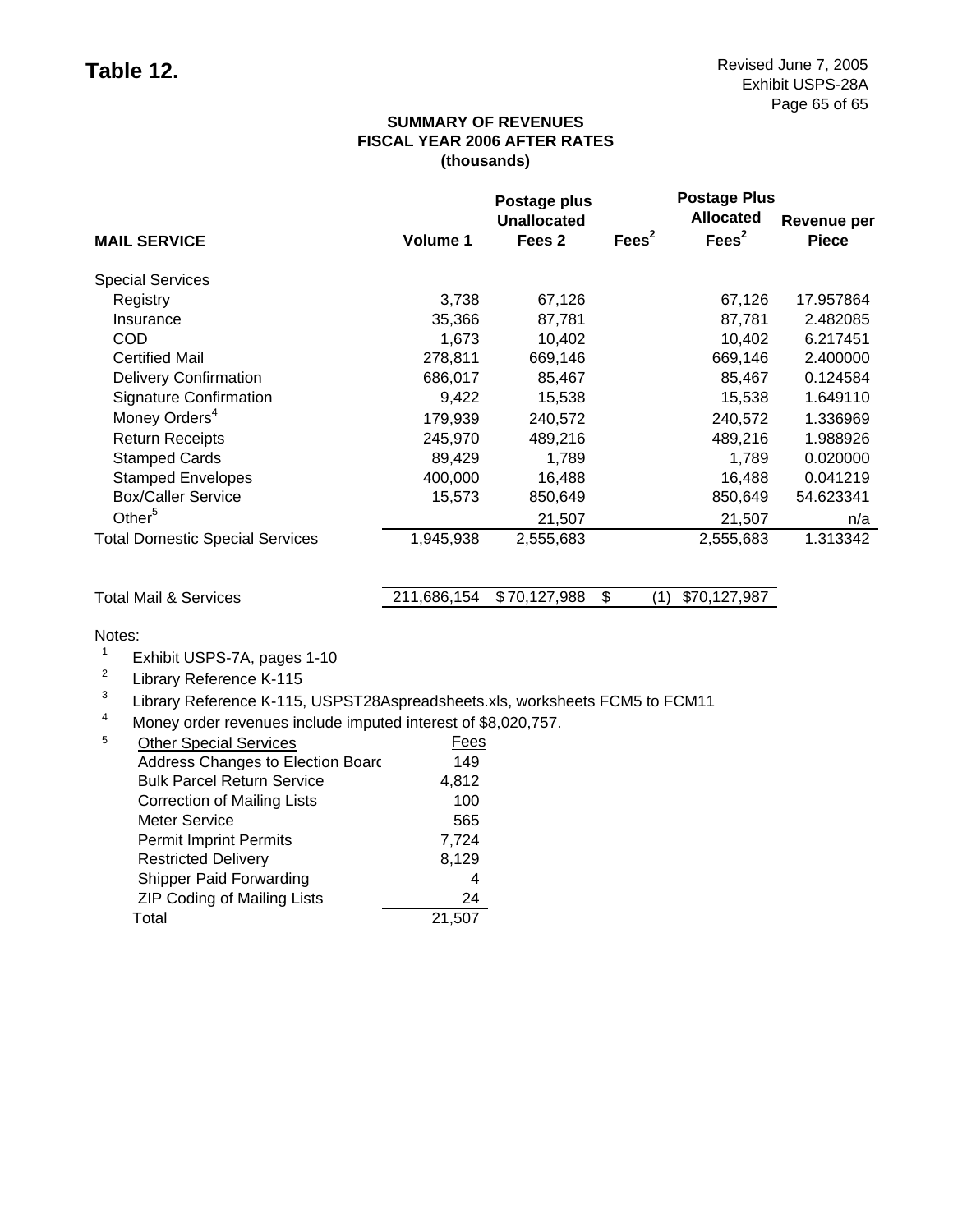**Table 12.**

Revised June 7, 2005
Exhibit USPS-28A

### SUMMARY OF REVENUES
### FISCAL YEAR 2006 AFTER RATES
### (thousands)

| MAIL SERVICE | Volume 1 | Postage plus Unallocated Fees 2 | Fees[2] | Postage Plus Allocated Fees[2] | Revenue per Piece |
|---|---|---|---|---|---|
| Special Services | | | | | |
| Registry | 3,738 | 67,126 | | 67,126 | 17.957864 |
| Insurance | 35,366 | 87,781 | | 87,781 | 2.482085 |
| COD | 1,673 | 10,402 | | 10,402 | 6.217451 |
| Certified Mail | 278,811 | 669,146 | | 669,146 | 2.400000 |
| Delivery Confirmation | 686,017 | 85,467 | | 85,467 | 0.124584 |
| Signature Confirmation | 9,422 | 15,538 | | 15,538 | 1.649110 |
| Money Orders[4] | 179,939 | 240,572 | | 240,572 | 1.336969 |
| Return Receipts | 245,970 | 489,216 | | 489,216 | 1.988926 |
| Stamped Cards | 89,429 | 1,789 | | 1,789 | 0.020000 |
| Stamped Envelopes | 400,000 | 16,488 | | 16,488 | 0.041219 |
| Box/Caller Service | 15,573 | 850,649 | | 850,649 | 54.623341 |
| Other[5] | | 21,507 | | 21,507 | n/a |
| Total Domestic Special Services | 1,945,938 | 2,555,683 | | 2,555,683 | 1.313342 |
| | | | | | |
| Total Mail & Services | 211,686,154 | $ 70,127,988 | $ (1) | $70,127,987 | |

Notes:

1. Exhibit USPS-7A, pages 1-10
2. Library Reference K-115
3. Library Reference K-115, USPST28Aspreadsheets.xls, worksheets FCM5 to FCM11
4. Money order revenues include imputed interest of $8,020,757.
5. 

| Other Special Services | Fees |
|---|---|
| Address Changes to Election Board | 149 |
| Bulk Parcel Return Service | 4,812 |
| Correction of Mailing Lists | 100 |
| Meter Service | 565 |
| Permit Imprint Permits | 7,724 |
| Restricted Delivery | 8,129 |
| Shipper Paid Forwarding | 4 |
| ZIP Coding of Mailing Lists | 24 |
| Total | 21,507 |